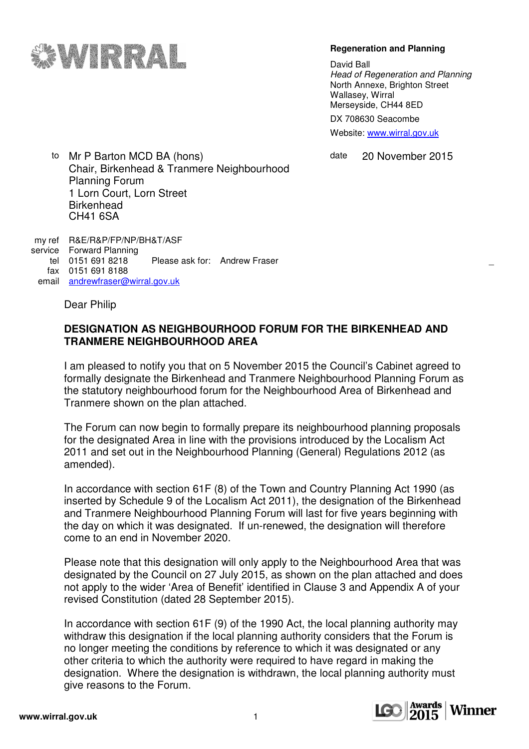WIRRAL

**Regeneration and Planning**

David Ball
*Head of Regeneration and Planning*
North Annexe, Brighton Street
Wallasey, Wirral
Merseyside, CH44 8ED

DX 708630 Seacombe

Website: www.wirral.gov.uk

to Mr P Barton MCD BA (hons)
Chair, Birkenhead & Tranmere Neighbourhood Planning Forum
1 Lorn Court, Lorn Street
Birkenhead
CH41 6SA

date 20 November 2015

my ref R&E/R&P/FP/NP/BH&T/ASF
service Forward Planning
tel 0151 691 8218 Please ask for: Andrew Fraser
fax 0151 691 8188
email andrewfraser@wirral.gov.uk

Dear Philip

**DESIGNATION AS NEIGHBOURHOOD FORUM FOR THE BIRKENHEAD AND TRANMERE NEIGHBOURHOOD AREA**

I am pleased to notify you that on 5 November 2015 the Council's Cabinet agreed to formally designate the Birkenhead and Tranmere Neighbourhood Planning Forum as the statutory neighbourhood forum for the Neighbourhood Area of Birkenhead and Tranmere shown on the plan attached.

The Forum can now begin to formally prepare its neighbourhood planning proposals for the designated Area in line with the provisions introduced by the Localism Act 2011 and set out in the Neighbourhood Planning (General) Regulations 2012 (as amended).

In accordance with section 61F (8) of the Town and Country Planning Act 1990 (as inserted by Schedule 9 of the Localism Act 2011), the designation of the Birkenhead and Tranmere Neighbourhood Planning Forum will last for five years beginning with the day on which it was designated. If un-renewed, the designation will therefore come to an end in November 2020.

Please note that this designation will only apply to the Neighbourhood Area that was designated by the Council on 27 July 2015, as shown on the plan attached and does not apply to the wider 'Area of Benefit' identified in Clause 3 and Appendix A of your revised Constitution (dated 28 September 2015).

In accordance with section 61F (9) of the 1990 Act, the local planning authority may withdraw this designation if the local planning authority considers that the Forum is no longer meeting the conditions by reference to which it was designated or any other criteria to which the authority were required to have regard in making the designation. Where the designation is withdrawn, the local planning authority must give reasons to the Forum.

www.wirral.gov.uk

LGC Awards 2015 Winner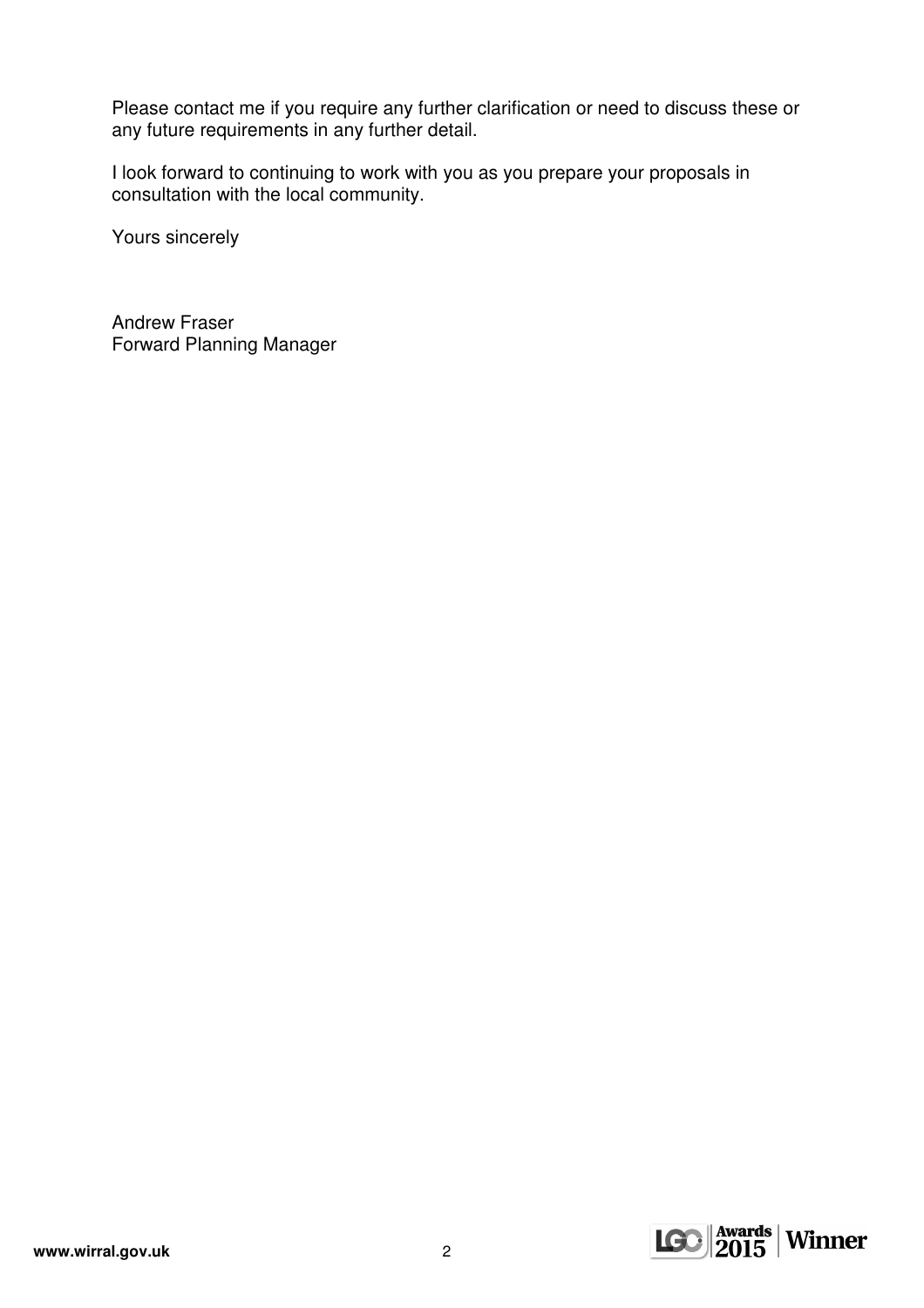Please contact me if you require any further clarification or need to discuss these or any future requirements in any further detail.

I look forward to continuing to work with you as you prepare your proposals in consultation with the local community.

Yours sincerely

Andrew Fraser
Forward Planning Manager